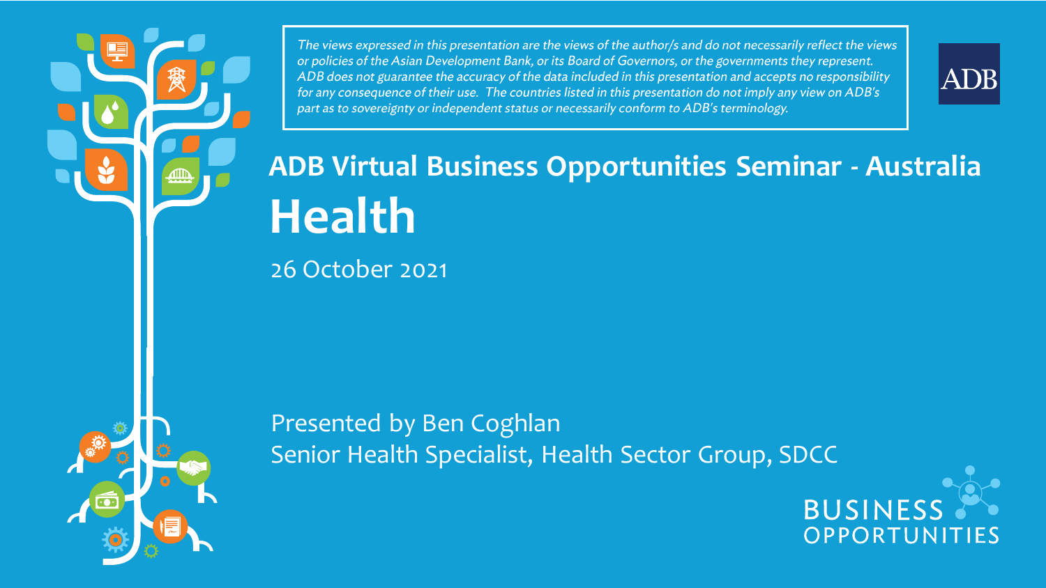*The views expressed in this presentation are the views of the author/s and do not necessarily reflect the views or policies of the Asian Development Bank, or its Board of Governors, or the governments they represent. ADB does not guarantee the accuracy of the data included in this presentation and accepts no responsibility for any consequence of their use. The countries listed in this presentation do not imply any view on ADB's part as to sovereignty or independent status or necessarily conform to ADB's terminology.*

ADB

## ADB Virtual Business Opportunities Seminar - Australia

# Health

26 October 2021

Presented by Ben Coghlan
Senior Health Specialist, Health Sector Group, SDCC

BUSINESS OPPORTUNITIES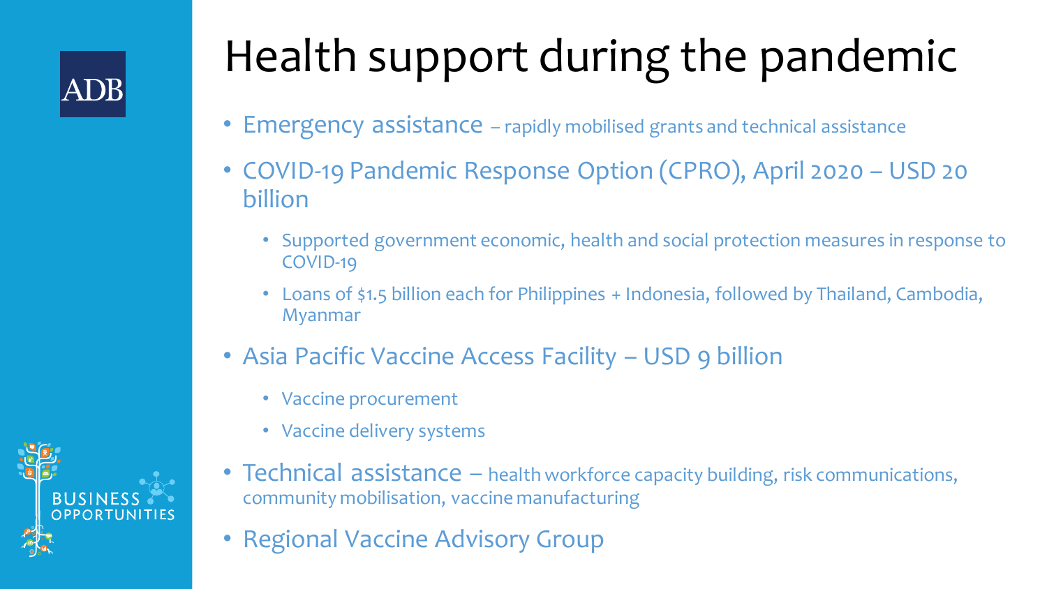# Health support during the pandemic

- Emergency assistance – rapidly mobilised grants and technical assistance
- COVID-19 Pandemic Response Option (CPRO), April 2020 – USD 20 billion
  - Supported government economic, health and social protection measures in response to COVID-19
  - Loans of $1.5 billion each for Philippines + Indonesia, followed by Thailand, Cambodia, Myanmar
- Asia Pacific Vaccine Access Facility – USD 9 billion
  - Vaccine procurement
  - Vaccine delivery systems
- Technical assistance – health workforce capacity building, risk communications, community mobilisation, vaccine manufacturing
- Regional Vaccine Advisory Group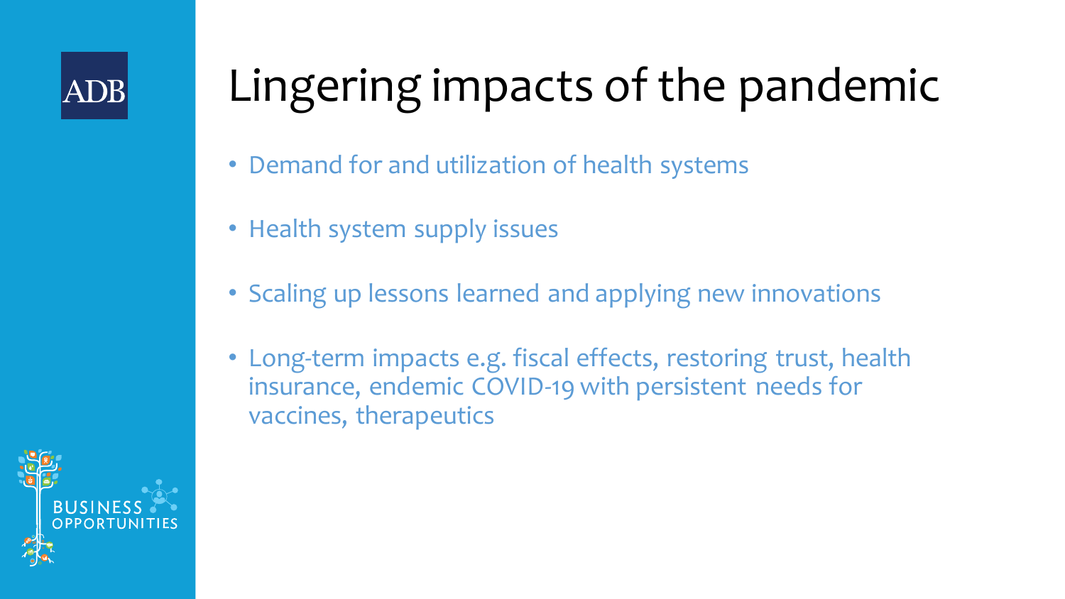# Lingering impacts of the pandemic

- Demand for and utilization of health systems
- Health system supply issues
- Scaling up lessons learned and applying new innovations
- Long-term impacts e.g. fiscal effects, restoring trust, health insurance, endemic COVID-19 with persistent needs for vaccines, therapeutics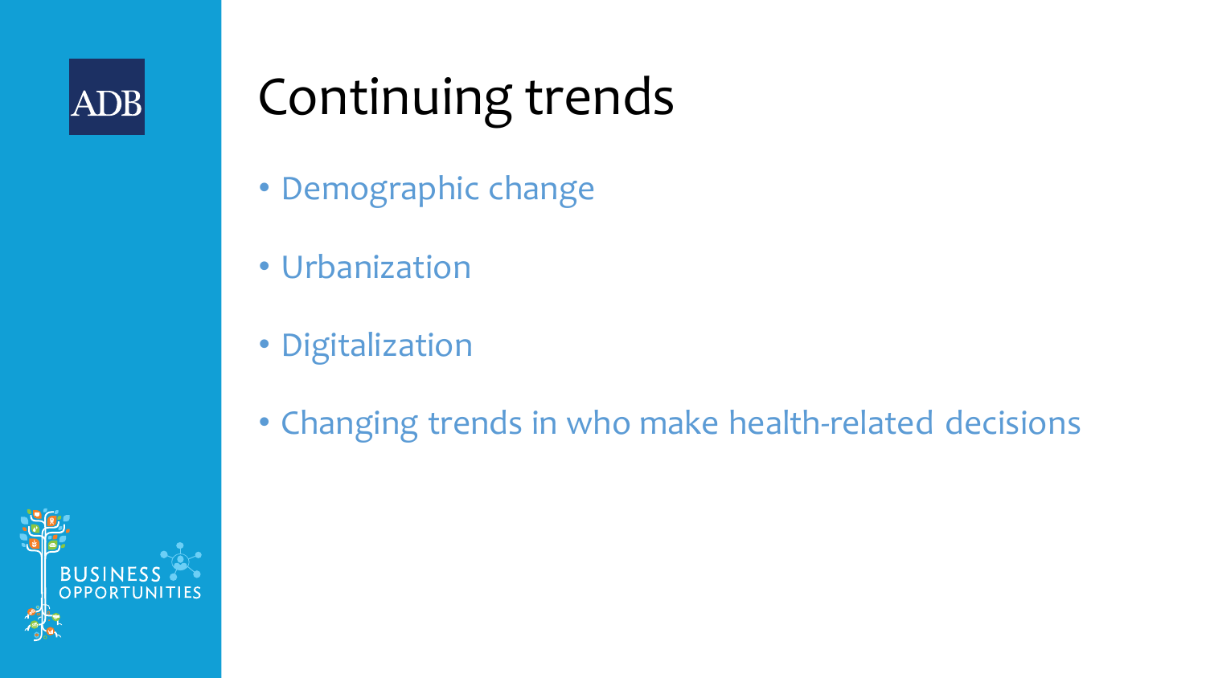# Continuing trends

- Demographic change
- Urbanization
- Digitalization
- Changing trends in who make health-related decisions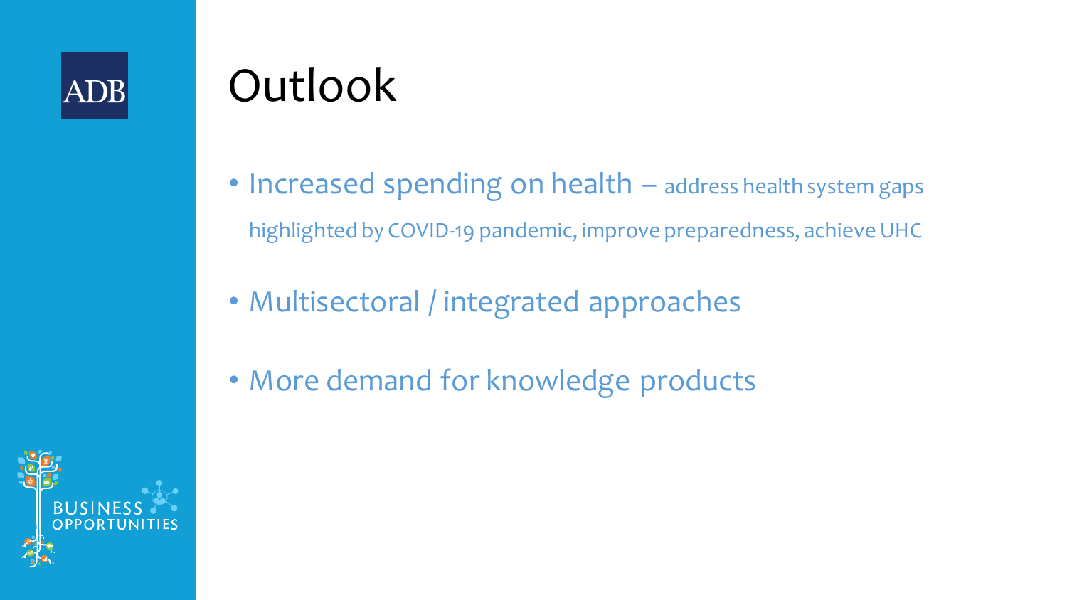# Outlook

- Increased spending on health – address health system gaps highlighted by COVID-19 pandemic, improve preparedness, achieve UHC
- Multisectoral / integrated approaches
- More demand for knowledge products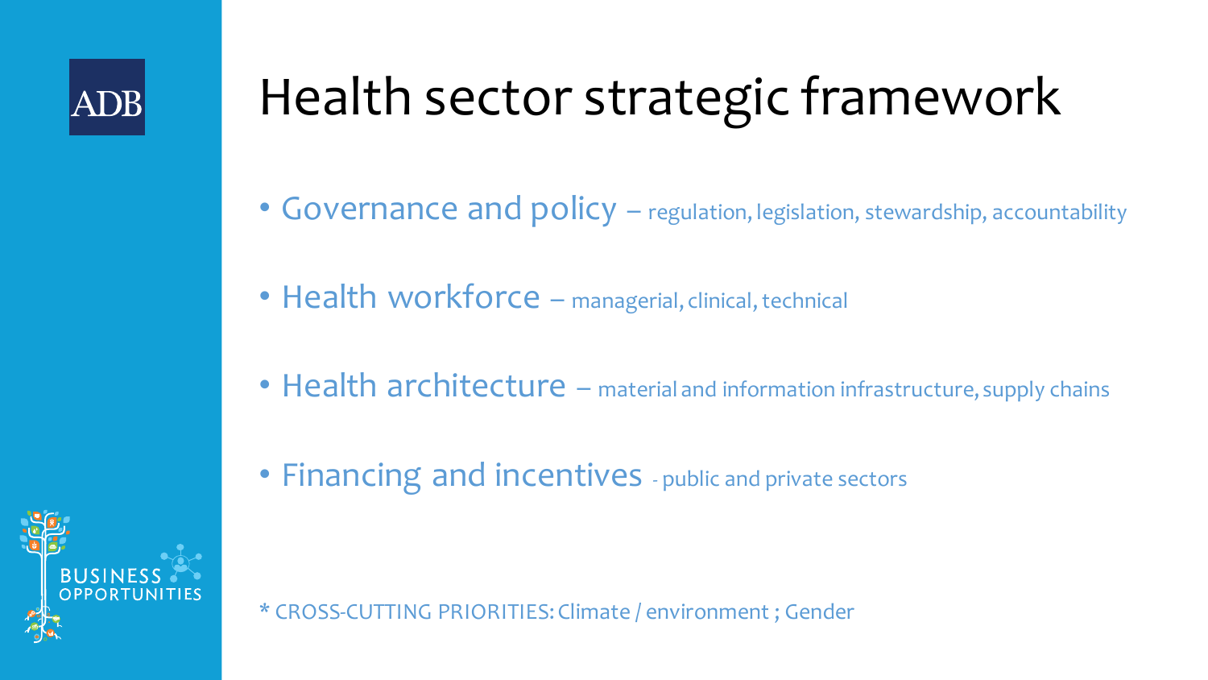# Health sector strategic framework

- Governance and policy – regulation, legislation, stewardship, accountability
- Health workforce – managerial, clinical, technical
- Health architecture – material and information infrastructure, supply chains
- Financing and incentives - public and private sectors

* CROSS-CUTTING PRIORITIES: Climate / environment ; Gender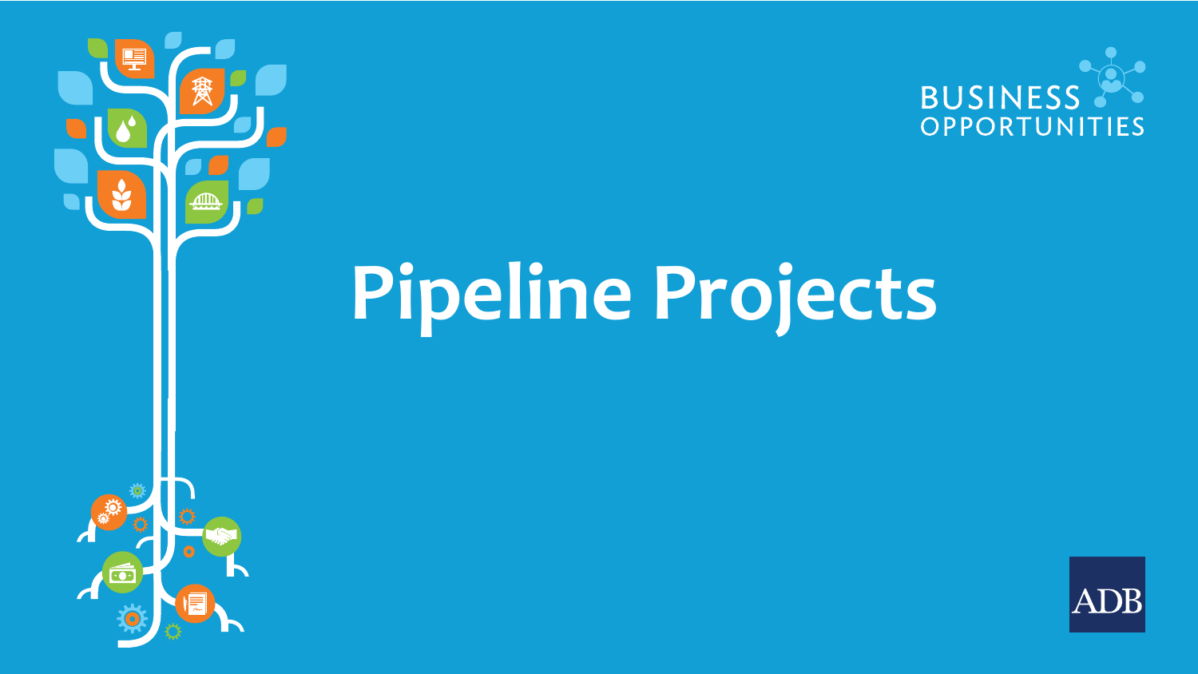BUSINESS OPPORTUNITIES

# Pipeline Projects

ADB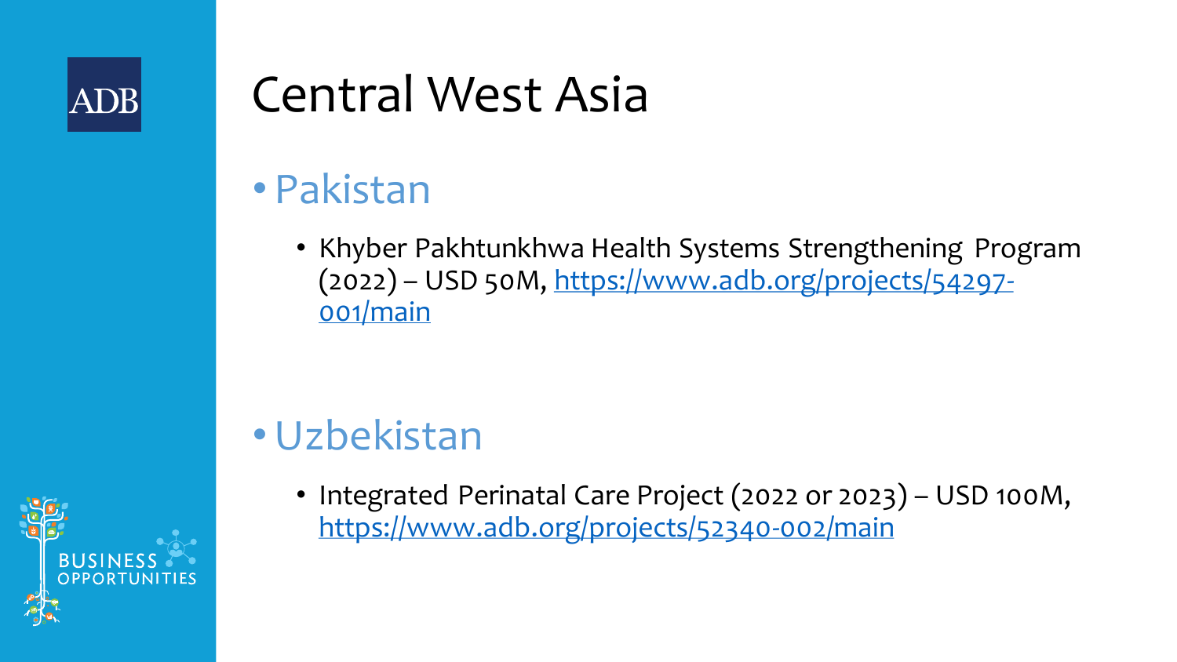# Central West Asia

- Pakistan
  - Khyber Pakhtunkhwa Health Systems Strengthening Program (2022) – USD 50M, https://www.adb.org/projects/54297-001/main

- Uzbekistan
  - Integrated Perinatal Care Project (2022 or 2023) – USD 100M, https://www.adb.org/projects/52340-002/main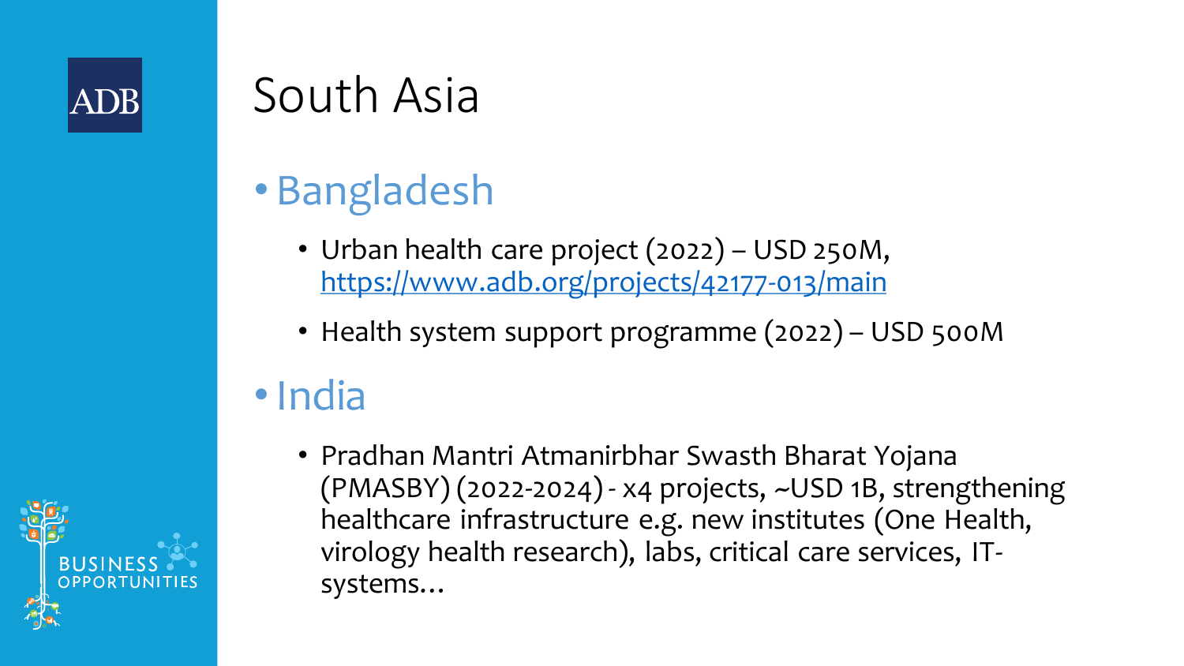# South Asia

- Bangladesh
  - Urban health care project (2022) – USD 250M, https://www.adb.org/projects/42177-013/main
  - Health system support programme (2022) – USD 500M
- India
  - Pradhan Mantri Atmanirbhar Swasth Bharat Yojana (PMASBY) (2022-2024) - x4 projects, ~USD 1B, strengthening healthcare infrastructure e.g. new institutes (One Health, virology health research), labs, critical care services, IT-systems…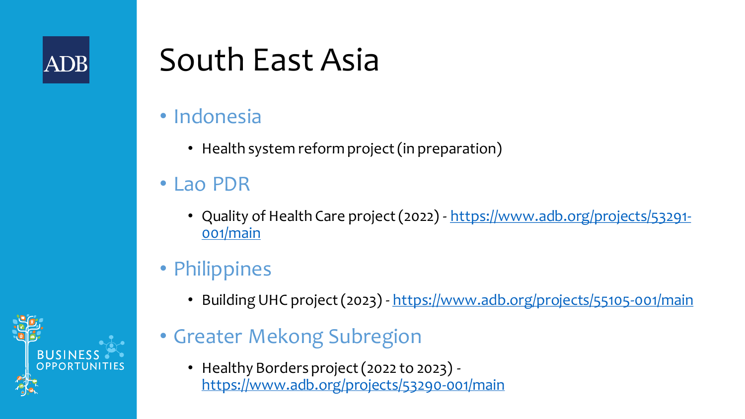# South East Asia

- Indonesia
  - Health system reform project (in preparation)
- Lao PDR
  - Quality of Health Care project (2022) - https://www.adb.org/projects/53291-001/main
- Philippines
  - Building UHC project (2023) - https://www.adb.org/projects/55105-001/main
- Greater Mekong Subregion
  - Healthy Borders project (2022 to 2023) - https://www.adb.org/projects/53290-001/main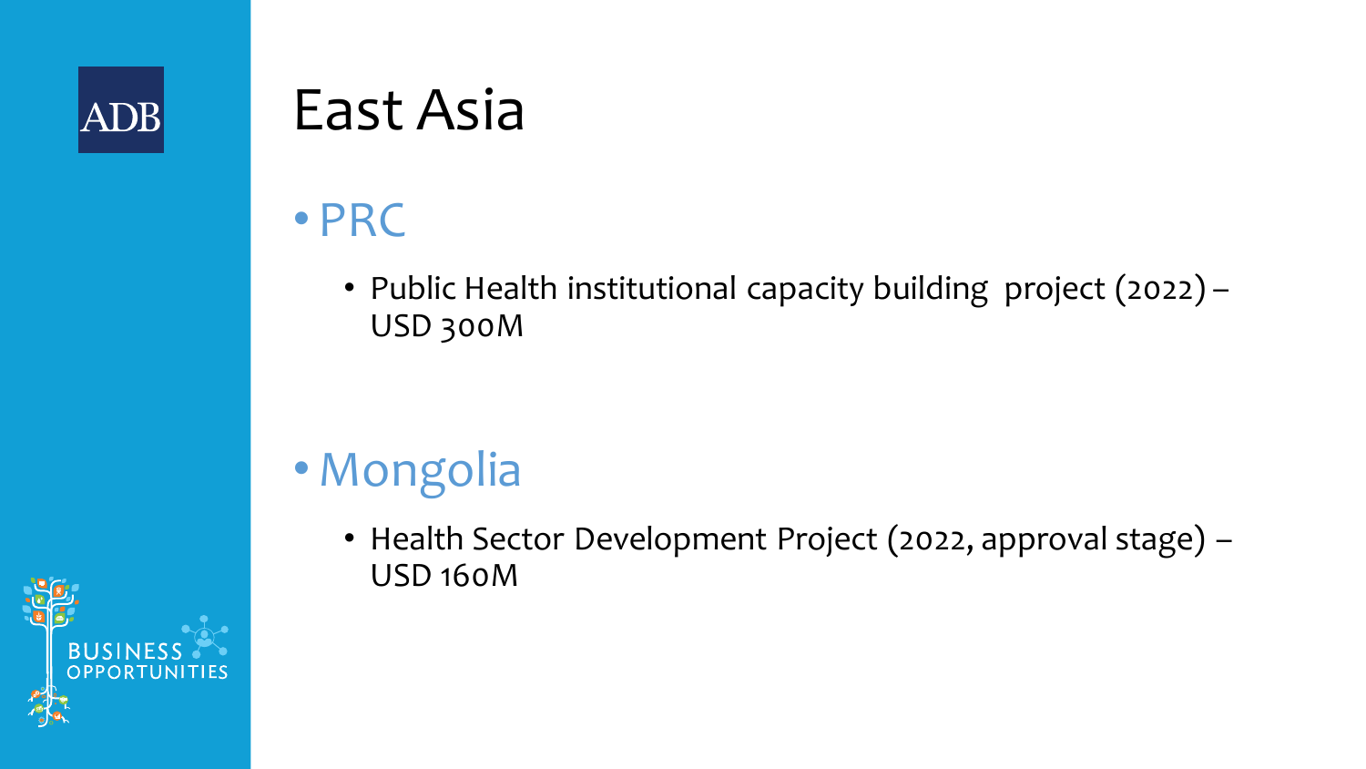# East Asia

- PRC
  - Public Health institutional capacity building  project (2022) – USD 300M

- Mongolia
  - Health Sector Development Project (2022, approval stage) – USD 160M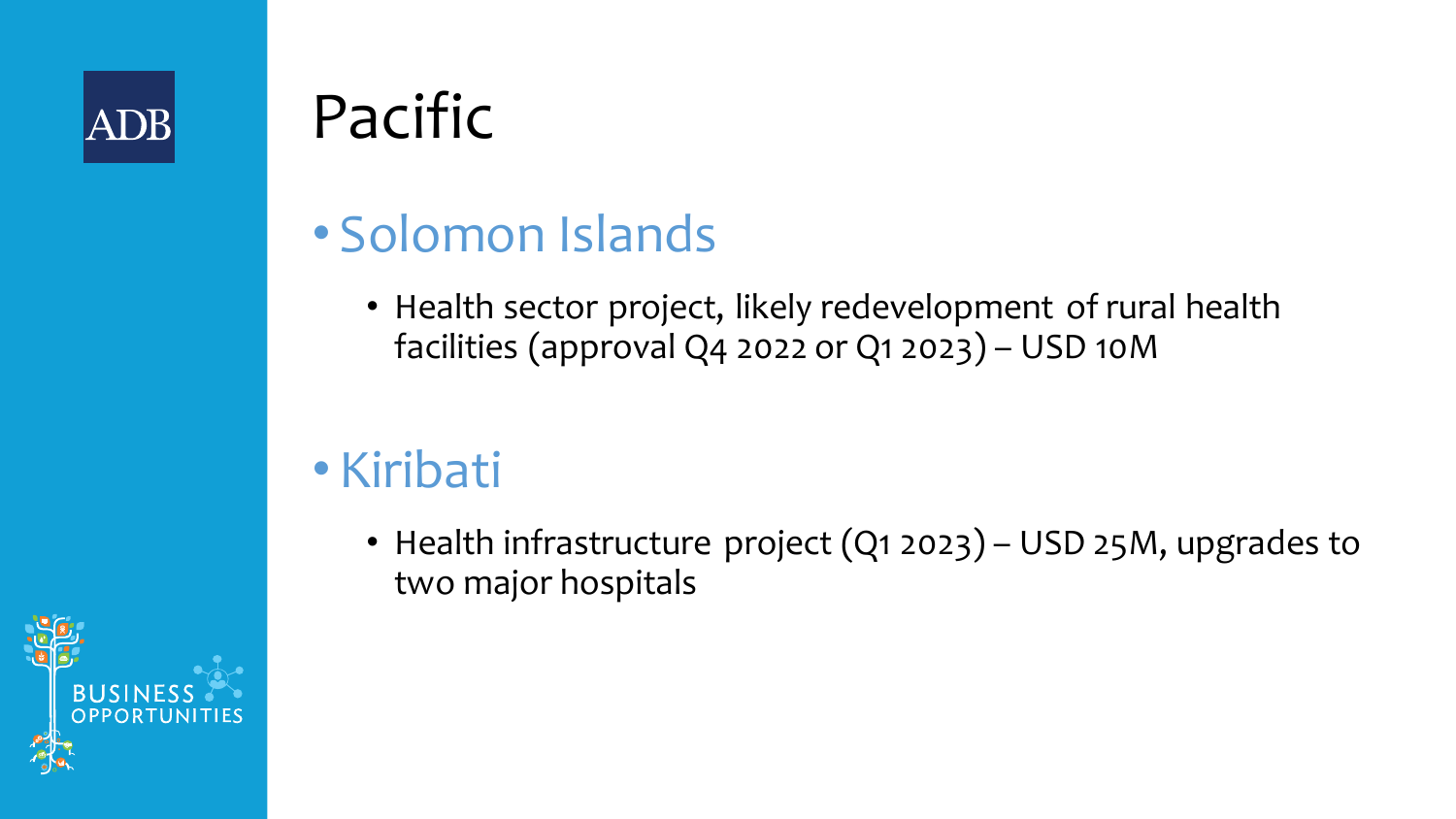# Pacific

- Solomon Islands
  - Health sector project, likely redevelopment of rural health facilities (approval Q4 2022 or Q1 2023) – USD 10M
- Kiribati
  - Health infrastructure project (Q1 2023) – USD 25M, upgrades to two major hospitals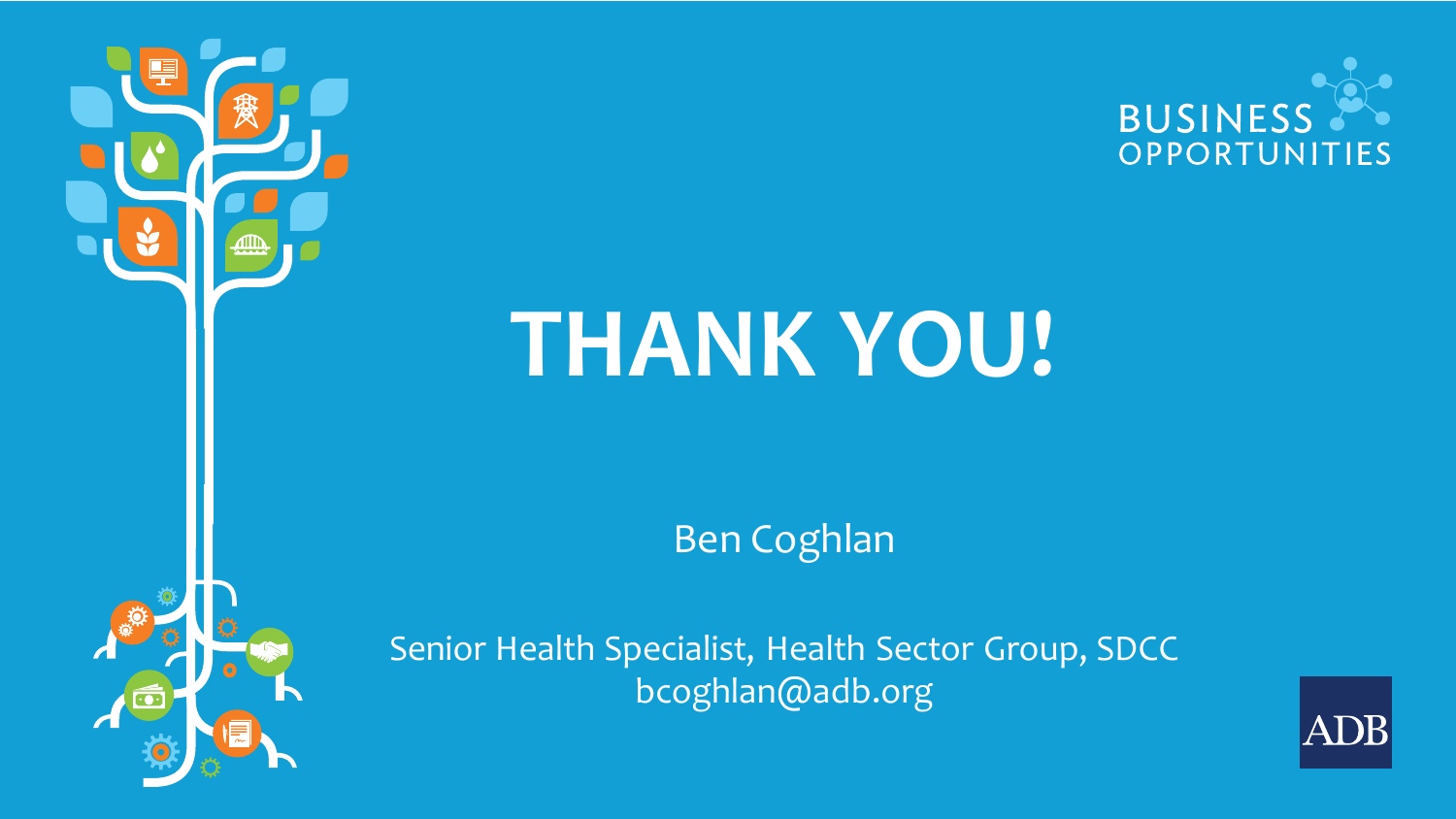BUSINESS OPPORTUNITIES

# THANK YOU!

Ben Coghlan

Senior Health Specialist, Health Sector Group, SDCC
bcoghlan@adb.org

ADB